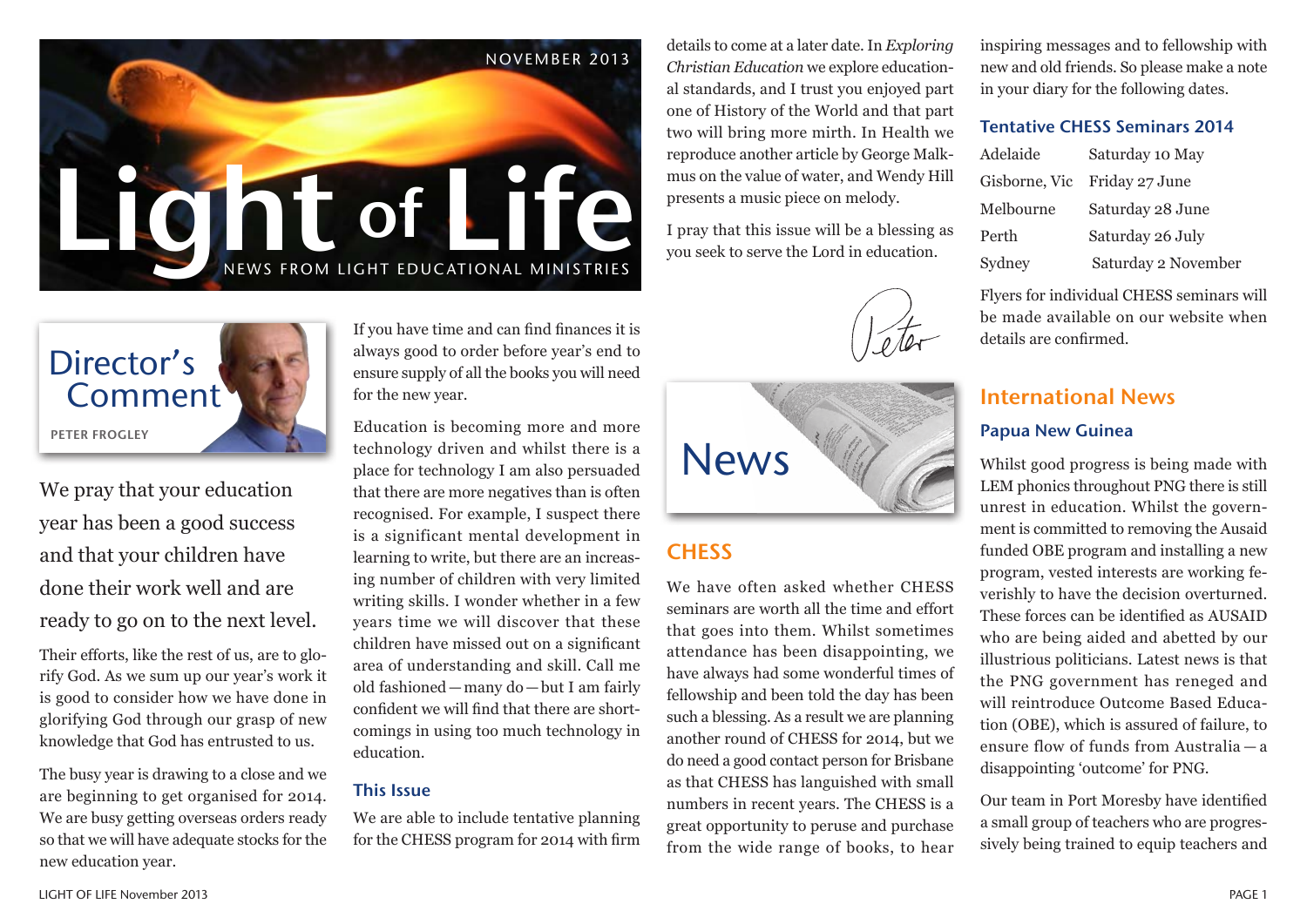NOVEMBER 2013

# Light of Life

NEWS FROM LIGHT EDUCATIONAL MINISTRIES

## Director's Comment

**PETER FROGLEY**

We pray that your education year has been a good success and that your children have done their work well and are ready to go on to the next level.

Their efforts, like the rest of us, are to glorify God. As we sum up our year's work it is good to consider how we have done in glorifying God through our grasp of new knowledge that God has entrusted to us.

The busy year is drawing to a close and we are beginning to get organised for 2014. We are busy getting overseas orders ready so that we will have adequate stocks for the new education year.

If you have time and can find finances it is always good to order before year's end to ensure supply of all the books you will need for the new year.

Education is becoming more and more technology driven and whilst there is a place for technology I am also persuaded that there are more negatives than is often recognised. For example, I suspect there is a significant mental development in learning to write, but there are an increasing number of children with very limited writing skills. I wonder whether in a few years time we will discover that these children have missed out on a significant area of understanding and skill. Call me old fashioned—many do—but I am fairly confident we will find that there are shortcomings in using too much technology in education.

### This Issue

We are able to include tentative planning for the CHESS program for 2014 with firm details to come at a later date. In *Exploring Christian Education* we explore educational standards, and I trust you enjoyed part one of History of the World and that part two will bring more mirth. In Health we reproduce another article by George Malkmus on the value of water, and Wendy Hill presents a music piece on melody.

I pray that this issue will be a blessing as you seek to serve the Lord in education.

Peter

## News

### CHESS

We have often asked whether CHESS seminars are worth all the time and effort that goes into them. Whilst sometimes attendance has been disappointing, we have always had some wonderful times of fellowship and been told the day has been such a blessing. As a result we are planning another round of CHESS for 2014, but we do need a good contact person for Brisbane as that CHESS has languished with small numbers in recent years. The CHESS is a great opportunity to peruse and purchase from the wide range of books, to hear inspiring messages and to fellowship with new and old friends. So please make a note in your diary for the following dates.

### Tentative CHESS Seminars 2014

| | |
|---|---|
| Adelaide | Saturday 10 May |
| Gisborne, Vic | Friday 27 June |
| Melbourne | Saturday 28 June |
| Perth | Saturday 26 July |
| Sydney | Saturday 2 November |

Flyers for individual CHESS seminars will be made available on our website when details are confirmed.

## International News

### Papua New Guinea

Whilst good progress is being made with LEM phonics throughout PNG there is still unrest in education. Whilst the government is committed to removing the Ausaid funded OBE program and installing a new program, vested interests are working feverishly to have the decision overturned. These forces can be identified as AUSAID who are being aided and abetted by our illustrious politicians. Latest news is that the PNG government has reneged and will reintroduce Outcome Based Education (OBE), which is assured of failure, to ensure flow of funds from Australia—a disappointing 'outcome' for PNG.

Our team in Port Moresby have identified a small group of teachers who are progressively being trained to equip teachers and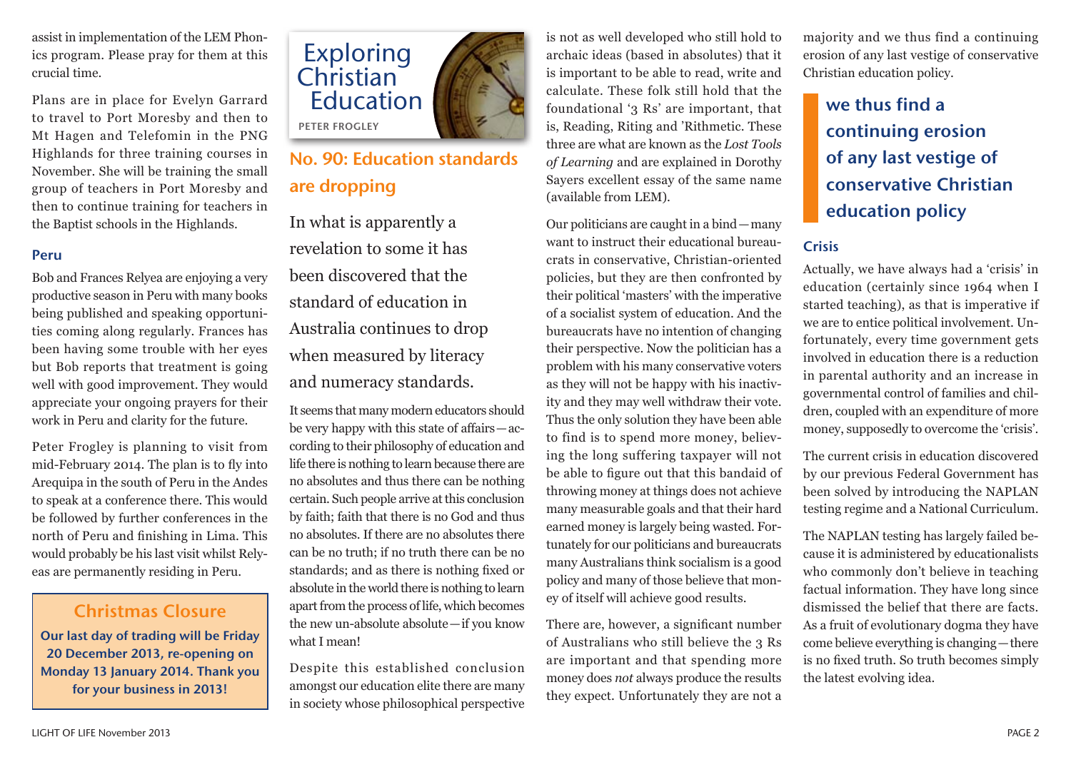assist in implementation of the LEM Phonics program. Please pray for them at this crucial time.

Plans are in place for Evelyn Garrard to travel to Port Moresby and then to Mt Hagen and Telefomin in the PNG Highlands for three training courses in November. She will be training the small group of teachers in Port Moresby and then to continue training for teachers in the Baptist schools in the Highlands.

### Peru

Bob and Frances Relyea are enjoying a very productive season in Peru with many books being published and speaking opportunities coming along regularly. Frances has been having some trouble with her eyes but Bob reports that treatment is going well with good improvement. They would appreciate your ongoing prayers for their work in Peru and clarity for the future.

Peter Frogley is planning to visit from mid-February 2014. The plan is to fly into Arequipa in the south of Peru in the Andes to speak at a conference there. This would be followed by further conferences in the north of Peru and finishing in Lima. This would probably be his last visit whilst Relyeas are permanently residing in Peru.

> **Christmas Closure**
>
> **Our last day of trading will be Friday 20 December 2013, re-opening on Monday 13 January 2014. Thank you for your business in 2013!**

# Exploring Christian Education

PETER FROGLEY

## No. 90: Education standards are dropping

In what is apparently a revelation to some it has been discovered that the standard of education in Australia continues to drop when measured by literacy and numeracy standards.

It seems that many modern educators should be very happy with this state of affairs—according to their philosophy of education and life there is nothing to learn because there are no absolutes and thus there can be nothing certain. Such people arrive at this conclusion by faith; faith that there is no God and thus no absolutes. If there are no absolutes there can be no truth; if no truth there can be no standards; and as there is nothing fixed or absolute in the world there is nothing to learn apart from the process of life, which becomes the new un-absolute absolute—if you know what I mean!

Despite this established conclusion amongst our education elite there are many in society whose philosophical perspective is not as well developed who still hold to archaic ideas (based in absolutes) that it is important to be able to read, write and calculate. These folk still hold that the foundational '3 Rs' are important, that is, Reading, Riting and 'Rithmetic. These three are what are known as the *Lost Tools of Learning* and are explained in Dorothy Sayers excellent essay of the same name (available from LEM).

Our politicians are caught in a bind—many want to instruct their educational bureaucrats in conservative, Christian-oriented policies, but they are then confronted by their political 'masters' with the imperative of a socialist system of education. And the bureaucrats have no intention of changing their perspective. Now the politician has a problem with his many conservative voters as they will not be happy with his inactivity and they may well withdraw their vote. Thus the only solution they have been able to find is to spend more money, believing the long suffering taxpayer will not be able to figure out that this bandaid of throwing money at things does not achieve many measurable goals and that their hard earned money is largely being wasted. Fortunately for our politicians and bureaucrats many Australians think socialism is a good policy and many of those believe that money of itself will achieve good results.

There are, however, a significant number of Australians who still believe the 3 Rs are important and that spending more money does *not* always produce the results they expect. Unfortunately they are not a majority and we thus find a continuing erosion of any last vestige of conservative Christian education policy.

> **we thus find a continuing erosion of any last vestige of conservative Christian education policy**

### Crisis

Actually, we have always had a 'crisis' in education (certainly since 1964 when I started teaching), as that is imperative if we are to entice political involvement. Unfortunately, every time government gets involved in education there is a reduction in parental authority and an increase in governmental control of families and children, coupled with an expenditure of more money, supposedly to overcome the 'crisis'.

The current crisis in education discovered by our previous Federal Government has been solved by introducing the NAPLAN testing regime and a National Curriculum.

The NAPLAN testing has largely failed because it is administered by educationalists who commonly don't believe in teaching factual information. They have long since dismissed the belief that there are facts. As a fruit of evolutionary dogma they have come believe everything is changing—there is no fixed truth. So truth becomes simply the latest evolving idea.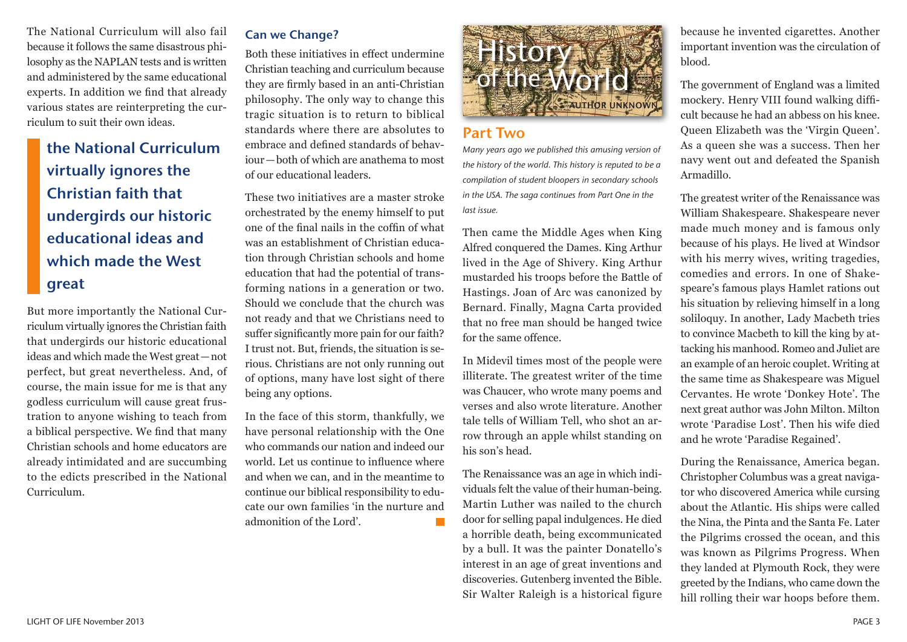The National Curriculum will also fail because it follows the same disastrous philosophy as the NAPLAN tests and is written and administered by the same educational experts. In addition we find that already various states are reinterpreting the curriculum to suit their own ideas.

> **the National Curriculum virtually ignores the Christian faith that undergirds our historic educational ideas and which made the West great**

But more importantly the National Curriculum virtually ignores the Christian faith that undergirds our historic educational ideas and which made the West great—not perfect, but great nevertheless. And, of course, the main issue for me is that any godless curriculum will cause great frustration to anyone wishing to teach from a biblical perspective. We find that many Christian schools and home educators are already intimidated and are succumbing to the edicts prescribed in the National Curriculum.

### Can we Change?

Both these initiatives in effect undermine Christian teaching and curriculum because they are firmly based in an anti-Christian philosophy. The only way to change this tragic situation is to return to biblical standards where there are absolutes to embrace and defined standards of behaviour—both of which are anathema to most of our educational leaders.

These two initiatives are a master stroke orchestrated by the enemy himself to put one of the final nails in the coffin of what was an establishment of Christian education through Christian schools and home education that had the potential of transforming nations in a generation or two. Should we conclude that the church was not ready and that we Christians need to suffer significantly more pain for our faith? I trust not. But, friends, the situation is serious. Christians are not only running out of options, many have lost sight of there being any options.

In the face of this storm, thankfully, we have personal relationship with the One who commands our nation and indeed our world. Let us continue to influence where and when we can, and in the meantime to continue our biblical responsibility to educate our own families 'in the nurture and admonition of the Lord'.

# History of the World

AUTHOR UNKNOWN

## Part Two

*Many years ago we published this amusing version of the history of the world. This history is reputed to be a compilation of student bloopers in secondary schools in the USA. The saga continues from Part One in the last issue.*

Then came the Middle Ages when King Alfred conquered the Dames. King Arthur lived in the Age of Shivery. King Arthur mustarded his troops before the Battle of Hastings. Joan of Arc was canonized by Bernard. Finally, Magna Carta provided that no free man should be hanged twice for the same offence.

In Midevil times most of the people were illiterate. The greatest writer of the time was Chaucer, who wrote many poems and verses and also wrote literature. Another tale tells of William Tell, who shot an arrow through an apple whilst standing on his son's head.

The Renaissance was an age in which individuals felt the value of their human-being. Martin Luther was nailed to the church door for selling papal indulgences. He died a horrible death, being excommunicated by a bull. It was the painter Donatello's interest in an age of great inventions and discoveries. Gutenberg invented the Bible. Sir Walter Raleigh is a historical figure because he invented cigarettes. Another important invention was the circulation of blood.

The government of England was a limited mockery. Henry VIII found walking difficult because he had an abbess on his knee. Queen Elizabeth was the 'Virgin Queen'. As a queen she was a success. Then her navy went out and defeated the Spanish Armadillo.

The greatest writer of the Renaissance was William Shakespeare. Shakespeare never made much money and is famous only because of his plays. He lived at Windsor with his merry wives, writing tragedies, comedies and errors. In one of Shakespeare's famous plays Hamlet rations out his situation by relieving himself in a long soliloquy. In another, Lady Macbeth tries to convince Macbeth to kill the king by attacking his manhood. Romeo and Juliet are an example of an heroic couplet. Writing at the same time as Shakespeare was Miguel Cervantes. He wrote 'Donkey Hote'. The next great author was John Milton. Milton wrote 'Paradise Lost'. Then his wife died and he wrote 'Paradise Regained'.

During the Renaissance, America began. Christopher Columbus was a great navigator who discovered America while cursing about the Atlantic. His ships were called the Nina, the Pinta and the Santa Fe. Later the Pilgrims crossed the ocean, and this was known as Pilgrims Progress. When they landed at Plymouth Rock, they were greeted by the Indians, who came down the hill rolling their war hoops before them.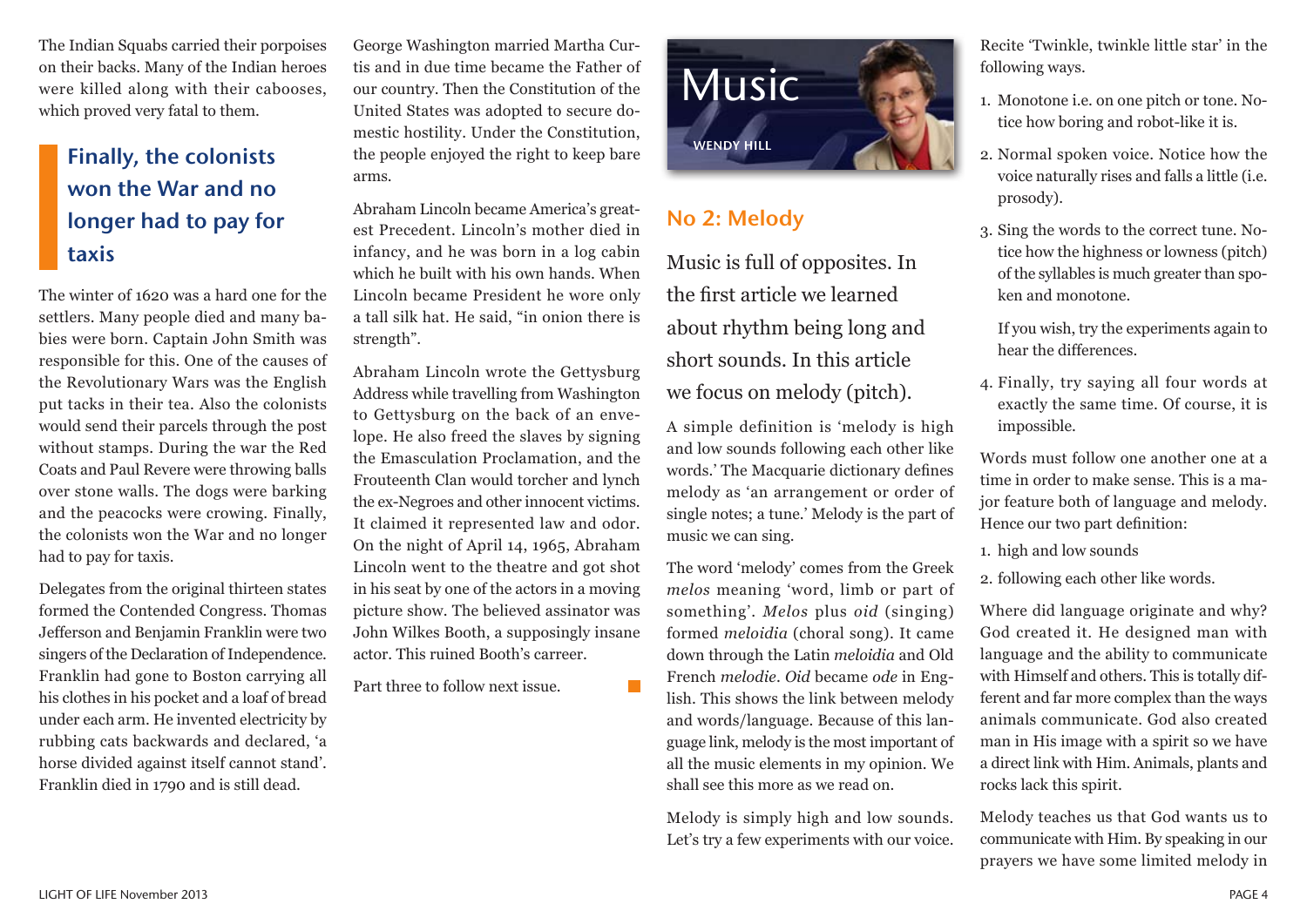The Indian Squabs carried their porpoises on their backs. Many of the Indian heroes were killed along with their cabooses, which proved very fatal to them.

> **Finally, the colonists won the War and no longer had to pay for taxis**

The winter of 1620 was a hard one for the settlers. Many people died and many babies were born. Captain John Smith was responsible for this. One of the causes of the Revolutionary Wars was the English put tacks in their tea. Also the colonists would send their parcels through the post without stamps. During the war the Red Coats and Paul Revere were throwing balls over stone walls. The dogs were barking and the peacocks were crowing. Finally, the colonists won the War and no longer had to pay for taxis.

Delegates from the original thirteen states formed the Contended Congress. Thomas Jefferson and Benjamin Franklin were two singers of the Declaration of Independence. Franklin had gone to Boston carrying all his clothes in his pocket and a loaf of bread under each arm. He invented electricity by rubbing cats backwards and declared, 'a horse divided against itself cannot stand'. Franklin died in 1790 and is still dead.

George Washington married Martha Curtis and in due time became the Father of our country. Then the Constitution of the United States was adopted to secure domestic hostility. Under the Constitution, the people enjoyed the right to keep bare arms.

Abraham Lincoln became America's greatest Precedent. Lincoln's mother died in infancy, and he was born in a log cabin which he built with his own hands. When Lincoln became President he wore only a tall silk hat. He said, "in onion there is strength".

Abraham Lincoln wrote the Gettysburg Address while travelling from Washington to Gettysburg on the back of an envelope. He also freed the slaves by signing the Emasculation Proclamation, and the Frouteenth Clan would torcher and lynch the ex-Negroes and other innocent victims. It claimed it represented law and odor. On the night of April 14, 1965, Abraham Lincoln went to the theatre and got shot in his seat by one of the actors in a moving picture show. The believed assinator was John Wilkes Booth, a supposingly insane actor. This ruined Booth's carreer.

Part three to follow next issue.

# Music

WENDY HILL

## No 2: Melody

Music is full of opposites. In the first article we learned about rhythm being long and short sounds. In this article we focus on melody (pitch).

A simple definition is 'melody is high and low sounds following each other like words.' The Macquarie dictionary defines melody as 'an arrangement or order of single notes; a tune.' Melody is the part of music we can sing.

The word 'melody' comes from the Greek *melos* meaning 'word, limb or part of something'. *Melos* plus *oid* (singing) formed *meloidia* (choral song). It came down through the Latin *meloidia* and Old French *melodie*. *Oid* became *ode* in English. This shows the link between melody and words/language. Because of this language link, melody is the most important of all the music elements in my opinion. We shall see this more as we read on.

Melody is simply high and low sounds. Let's try a few experiments with our voice.

Recite 'Twinkle, twinkle little star' in the following ways.

1. Monotone i.e. on one pitch or tone. Notice how boring and robot-like it is.
2. Normal spoken voice. Notice how the voice naturally rises and falls a little (i.e. prosody).
3. Sing the words to the correct tune. Notice how the highness or lowness (pitch) of the syllables is much greater than spoken and monotone.

   If you wish, try the experiments again to hear the differences.
4. Finally, try saying all four words at exactly the same time. Of course, it is impossible.

Words must follow one another one at a time in order to make sense. This is a major feature both of language and melody. Hence our two part definition:

1. high and low sounds
2. following each other like words.

Where did language originate and why? God created it. He designed man with language and the ability to communicate with Himself and others. This is totally different and far more complex than the ways animals communicate. God also created man in His image with a spirit so we have a direct link with Him. Animals, plants and rocks lack this spirit.

Melody teaches us that God wants us to communicate with Him. By speaking in our prayers we have some limited melody in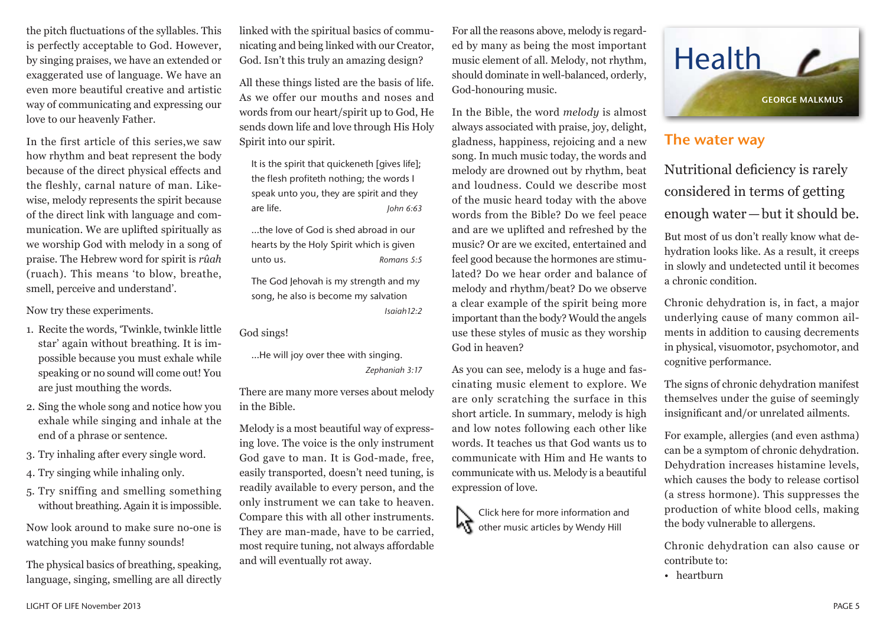the pitch fluctuations of the syllables. This is perfectly acceptable to God. However, by singing praises, we have an extended or exaggerated use of language. We have an even more beautiful creative and artistic way of communicating and expressing our love to our heavenly Father.

In the first article of this series,we saw how rhythm and beat represent the body because of the direct physical effects and the fleshly, carnal nature of man. Likewise, melody represents the spirit because of the direct link with language and communication. We are uplifted spiritually as we worship God with melody in a song of praise. The Hebrew word for spirit is *rûah* (ruach). This means 'to blow, breathe, smell, perceive and understand'.

Now try these experiments.

1. Recite the words, 'Twinkle, twinkle little star' again without breathing. It is impossible because you must exhale while speaking or no sound will come out! You are just mouthing the words.
2. Sing the whole song and notice how you exhale while singing and inhale at the end of a phrase or sentence.
3. Try inhaling after every single word.
4. Try singing while inhaling only.
5. Try sniffing and smelling something without breathing. Again it is impossible.

Now look around to make sure no-one is watching you make funny sounds!

The physical basics of breathing, speaking, language, singing, smelling are all directly linked with the spiritual basics of communicating and being linked with our Creator, God. Isn't this truly an amazing design?

All these things listed are the basis of life. As we offer our mouths and noses and words from our heart/spirit up to God, He sends down life and love through His Holy Spirit into our spirit.

> It is the spirit that quickeneth [gives life]; the flesh profiteth nothing; the words I speak unto you, they are spirit and they are life. *John 6:63*

> ...the love of God is shed abroad in our hearts by the Holy Spirit which is given unto us. *Romans 5:5*

> The God Jehovah is my strength and my song, he also is become my salvation *Isaiah12:2*

God sings!

> ...He will joy over thee with singing. *Zephaniah 3:17*

There are many more verses about melody in the Bible.

Melody is a most beautiful way of expressing love. The voice is the only instrument God gave to man. It is God-made, free, easily transported, doesn't need tuning, is readily available to every person, and the only instrument we can take to heaven. Compare this with all other instruments. They are man-made, have to be carried, most require tuning, not always affordable and will eventually rot away.

For all the reasons above, melody is regarded by many as being the most important music element of all. Melody, not rhythm, should dominate in well-balanced, orderly, God-honouring music.

In the Bible, the word *melody* is almost always associated with praise, joy, delight, gladness, happiness, rejoicing and a new song. In much music today, the words and melody are drowned out by rhythm, beat and loudness. Could we describe most of the music heard today with the above words from the Bible? Do we feel peace and are we uplifted and refreshed by the music? Or are we excited, entertained and feel good because the hormones are stimulated? Do we hear order and balance of melody and rhythm/beat? Do we observe a clear example of the spirit being more important than the body? Would the angels use these styles of music as they worship God in heaven?

As you can see, melody is a huge and fascinating music element to explore. We are only scratching the surface in this short article. In summary, melody is high and low notes following each other like words. It teaches us that God wants us to communicate with Him and He wants to communicate with us. Melody is a beautiful expression of love.

Click here for more information and other music articles by Wendy Hill

# Health

GEORGE MALKMUS

## The water way

Nutritional deficiency is rarely considered in terms of getting enough water—but it should be.

But most of us don't really know what dehydration looks like. As a result, it creeps in slowly and undetected until it becomes a chronic condition.

Chronic dehydration is, in fact, a major underlying cause of many common ailments in addition to causing decrements in physical, visuomotor, psychomotor, and cognitive performance.

The signs of chronic dehydration manifest themselves under the guise of seemingly insignificant and/or unrelated ailments.

For example, allergies (and even asthma) can be a symptom of chronic dehydration. Dehydration increases histamine levels, which causes the body to release cortisol (a stress hormone). This suppresses the production of white blood cells, making the body vulnerable to allergens.

Chronic dehydration can also cause or contribute to:

- heartburn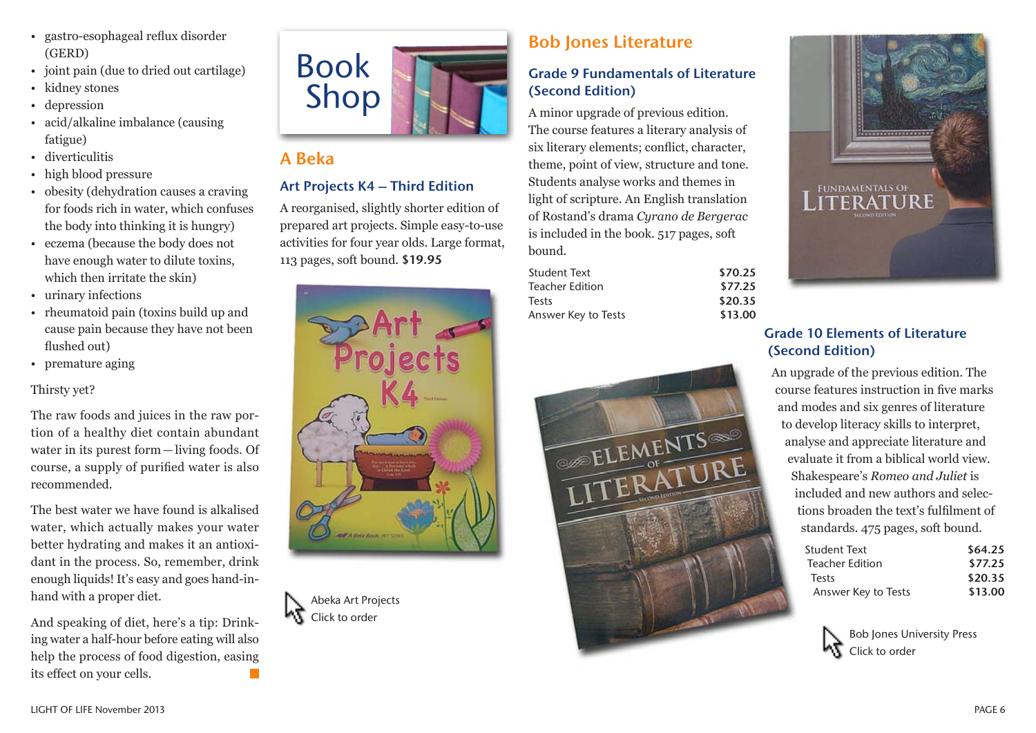- gastro-esophageal reflux disorder (GERD)
- joint pain (due to dried out cartilage)
- kidney stones
- depression
- acid/alkaline imbalance (causing fatigue)
- diverticulitis
- high blood pressure
- obesity (dehydration causes a craving for foods rich in water, which confuses the body into thinking it is hungry)
- eczema (because the body does not have enough water to dilute toxins, which then irritate the skin)
- urinary infections
- rheumatoid pain (toxins build up and cause pain because they have not been flushed out)
- premature aging

Thirsty yet?

The raw foods and juices in the raw portion of a healthy diet contain abundant water in its purest form — living foods. Of course, a supply of purified water is also recommended.

The best water we have found is alkalised water, which actually makes your water better hydrating and makes it an antioxidant in the process. So, remember, drink enough liquids! It's easy and goes hand-in-hand with a proper diet.

And speaking of diet, here's a tip: Drinking water a half-hour before eating will also help the process of food digestion, easing its effect on your cells.

# Book Shop

## A Beka

### Art Projects K4 – Third Edition

A reorganised, slightly shorter edition of prepared art projects. Simple easy-to-use activities for four year olds. Large format, 113 pages, soft bound. **$19.95**

Abeka Art Projects
Click to order

## Bob Jones Literature

### Grade 9 Fundamentals of Literature (Second Edition)

A minor upgrade of previous edition. The course features a literary analysis of six literary elements; conflict, character, theme, point of view, structure and tone. Students analyse works and themes in light of scripture. An English translation of Rostand's drama *Cyrano de Bergerac* is included in the book. 517 pages, soft bound.

| | |
|---|---|
| Student Text | **$70.25** |
| Teacher Edition | **$77.25** |
| Tests | **$20.35** |
| Answer Key to Tests | **$13.00** |

### Grade 10 Elements of Literature (Second Edition)

An upgrade of the previous edition. The course features instruction in five marks and modes and six genres of literature to develop literacy skills to interpret, analyse and appreciate literature and evaluate it from a biblical world view. Shakespeare's *Romeo and Juliet* is included and new authors and selections broaden the text's fulfilment of standards. 475 pages, soft bound.

| | |
|---|---|
| Student Text | **$64.25** |
| Teacher Edition | **$77.25** |
| Tests | **$20.35** |
| Answer Key to Tests | **$13.00** |

Bob Jones University Press
Click to order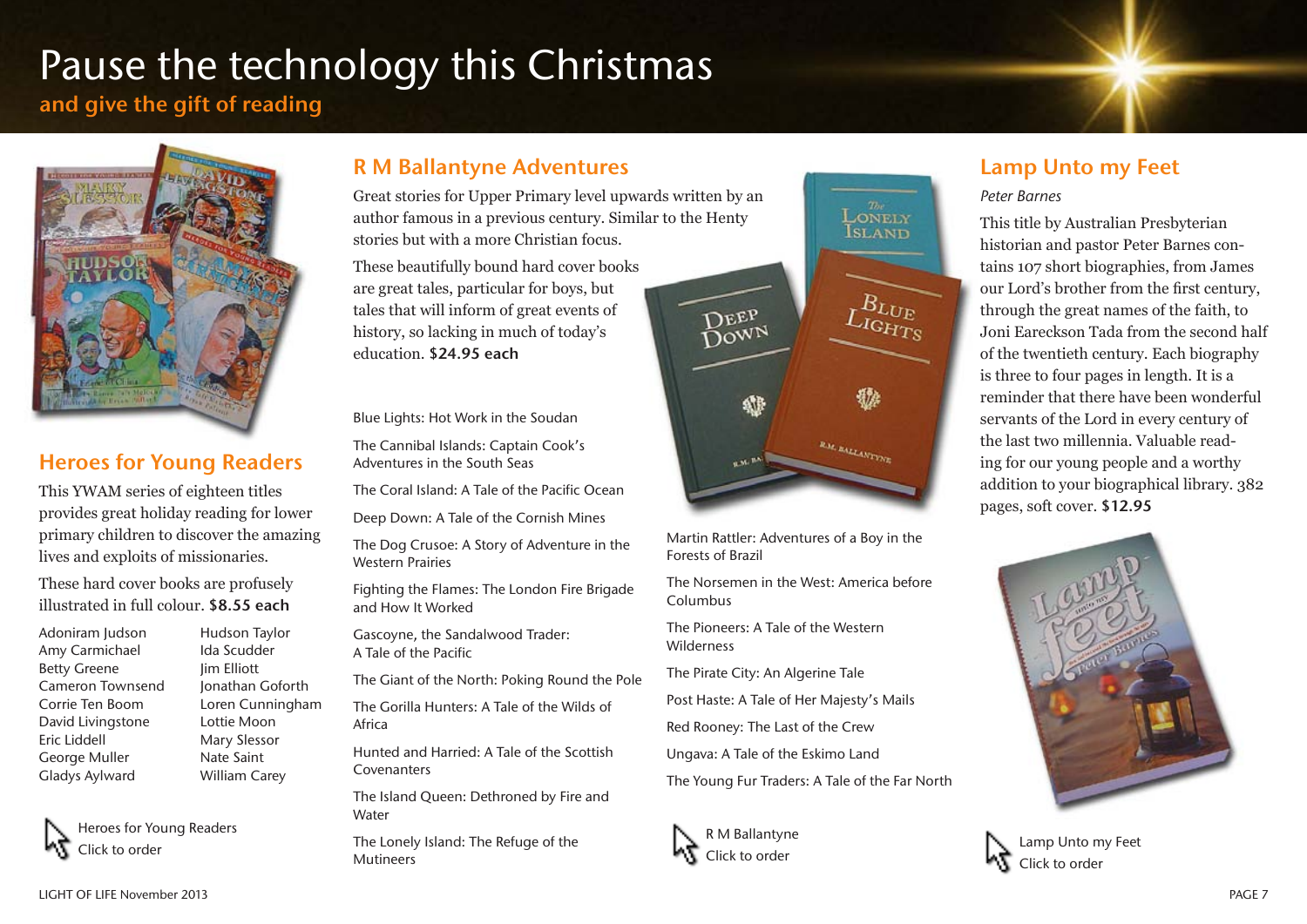# Pause the technology this Christmas

## and give the gift of reading

## Heroes for Young Readers

This YWAM series of eighteen titles provides great holiday reading for lower primary children to discover the amazing lives and exploits of missionaries.

These hard cover books are profusely illustrated in full colour. **$8.55 each**

- Adoniram Judson
- Amy Carmichael
- Betty Greene
- Cameron Townsend
- Corrie Ten Boom
- David Livingstone
- Eric Liddell
- George Muller
- Gladys Aylward
- Hudson Taylor
- Ida Scudder
- Jim Elliott
- Jonathan Goforth
- Loren Cunningham
- Lottie Moon
- Mary Slessor
- Nate Saint
- William Carey

Heroes for Young Readers
Click to order

## R M Ballantyne Adventures

Great stories for Upper Primary level upwards written by an author famous in a previous century. Similar to the Henty stories but with a more Christian focus.

These beautifully bound hard cover books are great tales, particular for boys, but tales that will inform of great events of history, so lacking in much of today's education. **$24.95 each**

- Blue Lights: Hot Work in the Soudan
- The Cannibal Islands: Captain Cook's Adventures in the South Seas
- The Coral Island: A Tale of the Pacific Ocean
- Deep Down: A Tale of the Cornish Mines
- The Dog Crusoe: A Story of Adventure in the Western Prairies
- Fighting the Flames: The London Fire Brigade and How It Worked
- Gascoyne, the Sandalwood Trader: A Tale of the Pacific
- The Giant of the North: Poking Round the Pole
- The Gorilla Hunters: A Tale of the Wilds of Africa
- Hunted and Harried: A Tale of the Scottish Covenanters
- The Island Queen: Dethroned by Fire and Water
- The Lonely Island: The Refuge of the Mutineers
- Martin Rattler: Adventures of a Boy in the Forests of Brazil
- The Norsemen in the West: America before Columbus
- The Pioneers: A Tale of the Western Wilderness
- The Pirate City: An Algerine Tale
- Post Haste: A Tale of Her Majesty's Mails
- Red Rooney: The Last of the Crew
- Ungava: A Tale of the Eskimo Land
- The Young Fur Traders: A Tale of the Far North

R M Ballantyne
Click to order

## Lamp Unto my Feet

*Peter Barnes*

This title by Australian Presbyterian historian and pastor Peter Barnes contains 107 short biographies, from James our Lord's brother from the first century, through the great names of the faith, to Joni Eareckson Tada from the second half of the twentieth century. Each biography is three to four pages in length. It is a reminder that there have been wonderful servants of the Lord in every century of the last two millennia. Valuable reading for our young people and a worthy addition to your biographical library. 382 pages, soft cover. **$12.95**

Lamp Unto my Feet
Click to order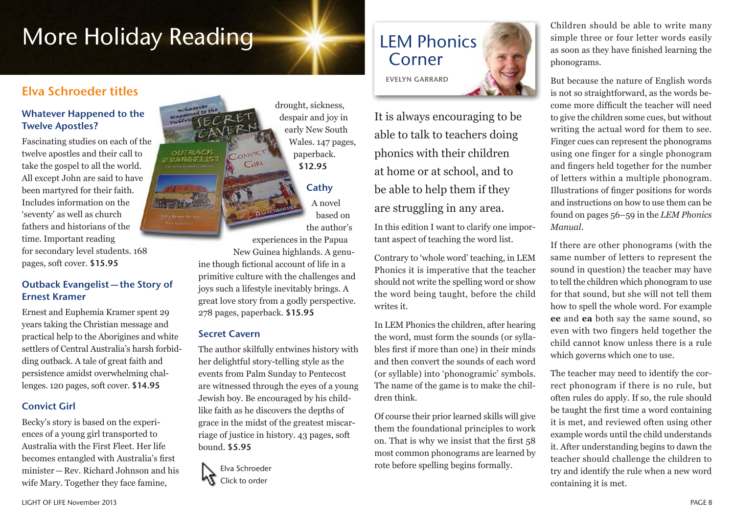# More Holiday Reading

## Elva Schroeder titles

### Whatever Happened to the Twelve Apostles?

Fascinating studies on each of the twelve apostles and their call to take the gospel to all the world. All except John are said to have been martyred for their faith. Includes information on the 'seventy' as well as church fathers and historians of the time. Important reading for secondary level students. 168 pages, soft cover. **$15.95**

### Outback Evangelist—the Story of Ernest Kramer

Ernest and Euphemia Kramer spent 29 years taking the Christian message and practical help to the Aborigines and white settlers of Central Australia's harsh forbidding outback. A tale of great faith and persistence amidst overwhelming challenges. 120 pages, soft cover. **$14.95**

### Convict Girl

Becky's story is based on the experiences of a young girl transported to Australia with the First Fleet. Her life becomes entangled with Australia's first minister—Rev. Richard Johnson and his wife Mary. Together they face famine, drought, sickness, despair and joy in early New South Wales. 147 pages, paperback. **$12.95**

### Cathy

A novel based on the author's experiences in the Papua New Guinea highlands. A genuine though fictional account of life in a primitive culture with the challenges and joys such a lifestyle inevitably brings. A great love story from a godly perspective. 278 pages, paperback. **$15.95**

### Secret Cavern

The author skilfully entwines history with her delightful story-telling style as the events from Palm Sunday to Pentecost are witnessed through the eyes of a young Jewish boy. Be encouraged by his childlike faith as he discovers the depths of grace in the midst of the greatest miscarriage of justice in history. 43 pages, soft bound. **$5.95**

Elva Schroeder
Click to order

# LEM Phonics Corner

EVELYN GARRARD

It is always encouraging to be able to talk to teachers doing phonics with their children at home or at school, and to be able to help them if they are struggling in any area.

In this edition I want to clarify one important aspect of teaching the word list.

Contrary to 'whole word' teaching, in LEM Phonics it is imperative that the teacher should not write the spelling word or show the word being taught, before the child writes it.

In LEM Phonics the children, after hearing the word, must form the sounds (or syllables first if more than one) in their minds and then convert the sounds of each word (or syllable) into 'phonogramic' symbols. The name of the game is to make the children think.

Of course their prior learned skills will give them the foundational principles to work on. That is why we insist that the first 58 most common phonograms are learned by rote before spelling begins formally.

Children should be able to write many simple three or four letter words easily as soon as they have finished learning the phonograms.

But because the nature of English words is not so straightforward, as the words become more difficult the teacher will need to give the children some cues, but without writing the actual word for them to see. Finger cues can represent the phonograms using one finger for a single phonogram and fingers held together for the number of letters within a multiple phonogram. Illustrations of finger positions for words and instructions on how to use them can be found on pages 56–59 in the *LEM Phonics Manual*.

If there are other phonograms (with the same number of letters to represent the sound in question) the teacher may have to tell the children which phonogram to use for that sound, but she will not tell them how to spell the whole word. For example **ee** and **ea** both say the same sound, so even with two fingers held together the child cannot know unless there is a rule which governs which one to use.

The teacher may need to identify the correct phonogram if there is no rule, but often rules do apply. If so, the rule should be taught the first time a word containing it is met, and reviewed often using other example words until the child understands it. After understanding begins to dawn the teacher should challenge the children to try and identify the rule when a new word containing it is met.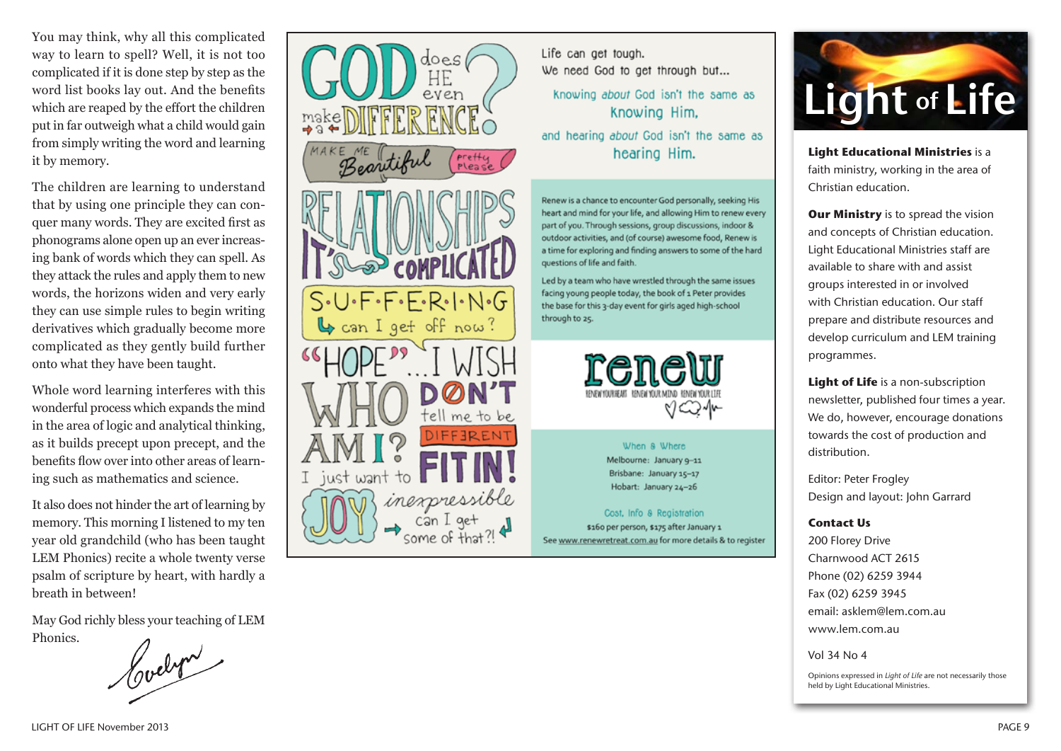You may think, why all this complicated way to learn to spell? Well, it is not too complicated if it is done step by step as the word list books lay out. And the benefits which are reaped by the effort the children put in far outweigh what a child would gain from simply writing the word and learning it by memory.

The children are learning to understand that by using one principle they can conquer many words. They are excited first as phonograms alone open up an ever increasing bank of words which they can spell. As they attack the rules and apply them to new words, the horizons widen and very early they can use simple rules to begin writing derivatives which gradually become more complicated as they gently build further onto what they have been taught.

Whole word learning interferes with this wonderful process which expands the mind in the area of logic and analytical thinking, as it builds precept upon precept, and the benefits flow over into other areas of learning such as mathematics and science.

It also does not hinder the art of learning by memory. This morning I listened to my ten year old grandchild (who has been taught LEM Phonics) recite a whole twenty verse psalm of scripture by heart, with hardly a breath in between!

May God richly bless your teaching of LEM Phonics.

Evelyn

GOD does HE even make a DIFFERENCE?

MAKE ME Beautiful pretty please

RELATIONSHIPS IT'S COMPLICATED

S·U·F·F·E·R·I·N·G can I get off now?

"HOPE"... I WISH

WHO AM I?

DON'T tell me to be DIFFERENT

I just want to FIT IN!

JOY inexpressible can I get some of that?!

Life can get tough.
We need God to get through but...

Knowing *about* God isn't the same as Knowing Him,

and hearing *about* God isn't the same as hearing Him.

Renew is a chance to encounter God personally, seeking His heart and mind for your life, and allowing Him to renew every part of you. Through sessions, group discussions, indoor & outdoor activities, and (of course) awesome food, Renew is a time for exploring and finding answers to some of the hard questions of life and faith.

Led by a team who have wrestled through the same issues facing young people today, the book of 1 Peter provides the base for this 3-day event for girls aged high-school through to 25.

**renew**

RENEW YOUR HEART RENEW YOUR MIND RENEW YOUR LIFE

When & Where

Melbourne: January 9–11
Brisbane: January 15–17
Hobart: January 24–26

Cost, Info & Registration

$160 per person, $175 after January 1
See www.renewretreat.com.au for more details & to register

# Light of Life

**Light Educational Ministries** is a faith ministry, working in the area of Christian education.

**Our Ministry** is to spread the vision and concepts of Christian education. Light Educational Ministries staff are available to share with and assist groups interested in or involved with Christian education. Our staff prepare and distribute resources and develop curriculum and LEM training programmes.

**Light of Life** is a non-subscription newsletter, published four times a year. We do, however, encourage donations towards the cost of production and distribution.

Editor: Peter Frogley
Design and layout: John Garrard

**Contact Us**
200 Florey Drive
Charnwood ACT 2615
Phone (02) 6259 3944
Fax (02) 6259 3945
email: asklem@lem.com.au
www.lem.com.au

Vol 34 No 4

Opinions expressed in *Light of Life* are not necessarily those held by Light Educational Ministries.